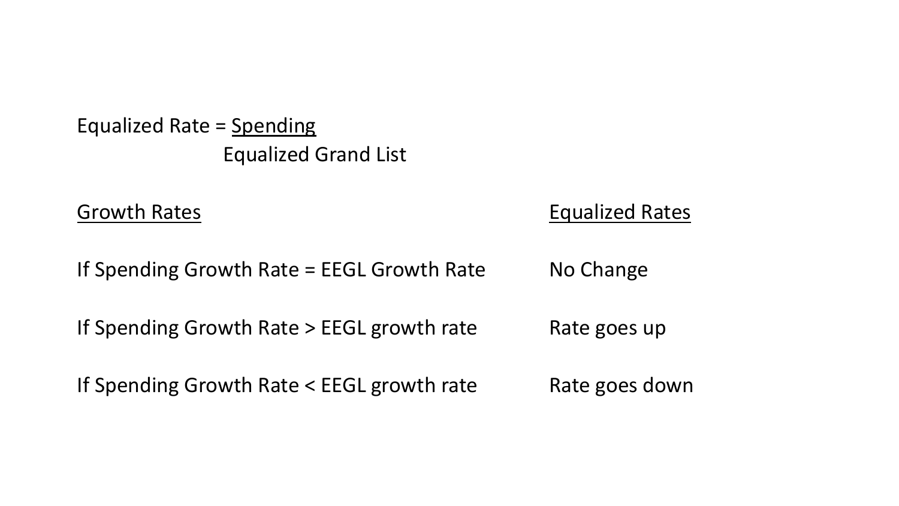$$\text{Equalized Rate} = \frac{\text{Spending}}{\text{Equalized Grand List}}$$

| Growth Rates | Equalized Rates |
| --- | --- |
| If Spending Growth Rate = EEGL Growth Rate | No Change |
| If Spending Growth Rate > EEGL growth rate | Rate goes up |
| If Spending Growth Rate < EEGL growth rate | Rate goes down |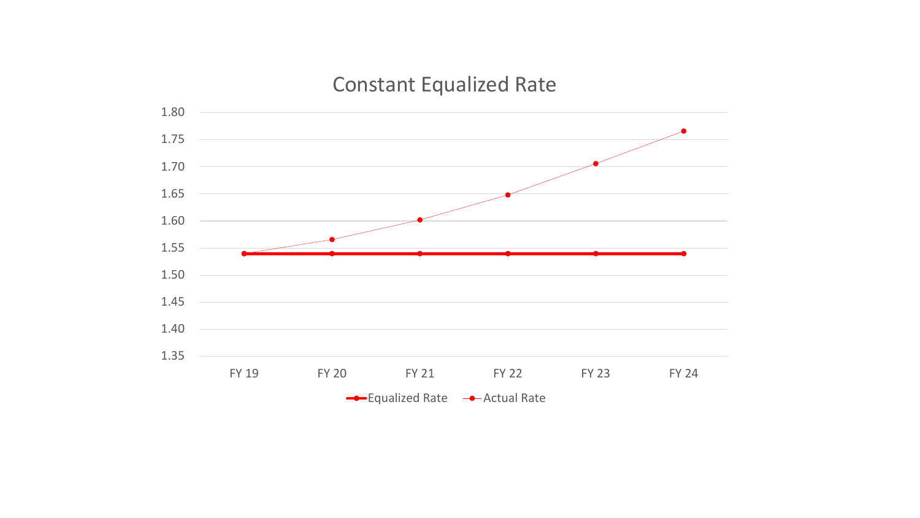## Constant Equalized Rate

| | FY 19 | FY 20 | FY 21 | FY 22 | FY 23 | FY 24 |
|---|---|---|---|---|---|---|
| Equalized Rate | 1.54 | 1.54 | 1.54 | 1.54 | 1.54 | 1.54 |
| Actual Rate | 1.54 | 1.565 | 1.60 | 1.648 | 1.705 | 1.765 |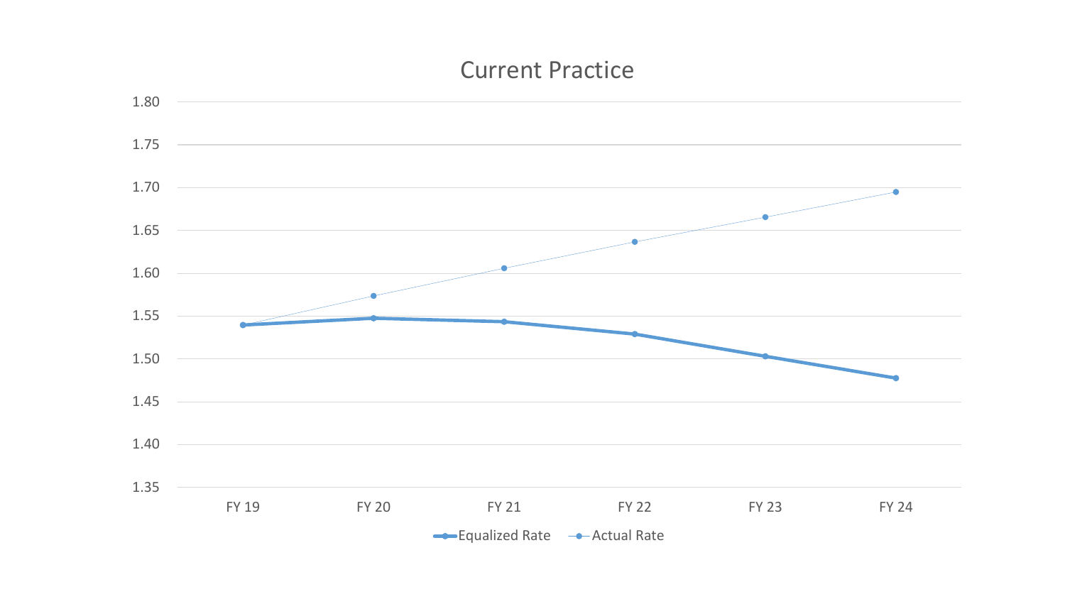# Current Practice

1.80
1.75
1.70
1.65
1.60
1.55
1.50
1.45
1.40
1.35

FY 19 FY 20 FY 21 FY 22 FY 23 FY 24

Equalized Rate — Actual Rate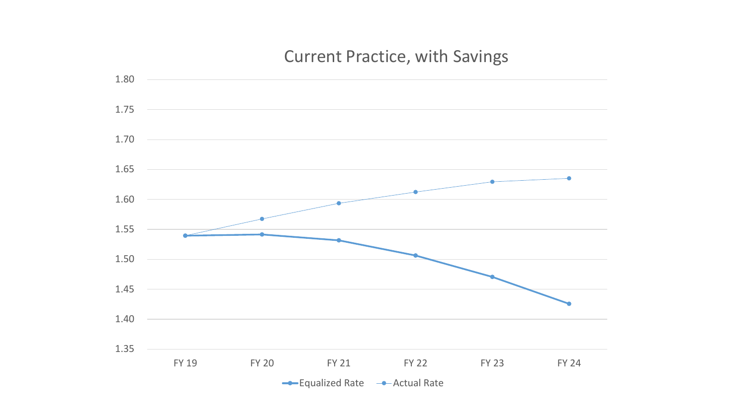# Current Practice, with Savings

1.80
1.75
1.70
1.65
1.60
1.55
1.50
1.45
1.40
1.35

FY 19 FY 20 FY 21 FY 22 FY 23 FY 24

Equalized Rate Actual Rate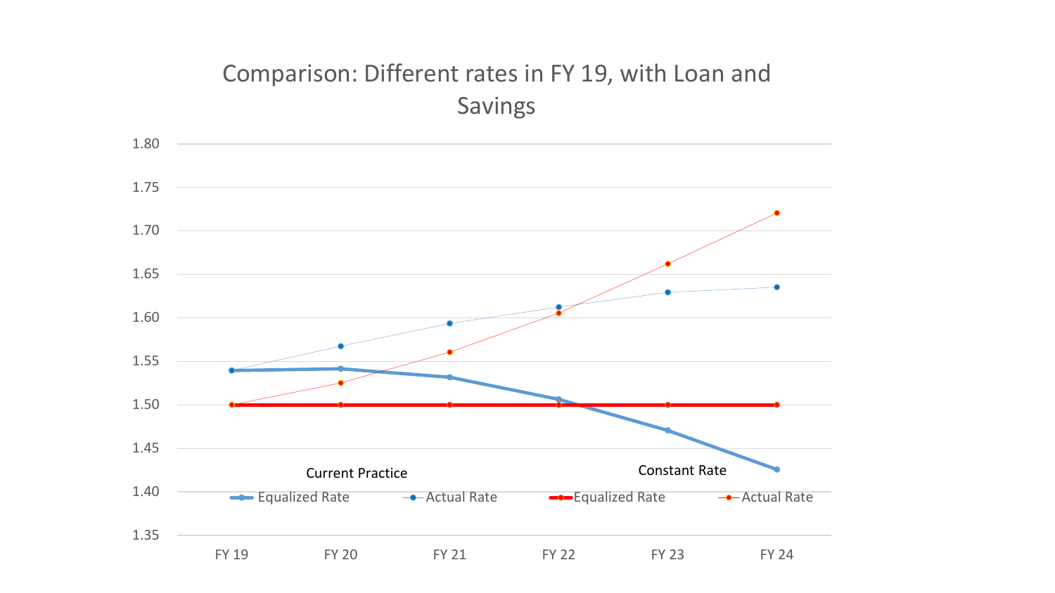# Comparison: Different rates in FY 19, with Loan and Savings

1.80
1.75
1.70
1.65
1.60
1.55
1.50
1.45
1.40
1.35

FY 19 FY 20 FY 21 FY 22 FY 23 FY 24

Current Practice

- Equalized Rate
- Actual Rate

Constant Rate

- Equalized Rate
- Actual Rate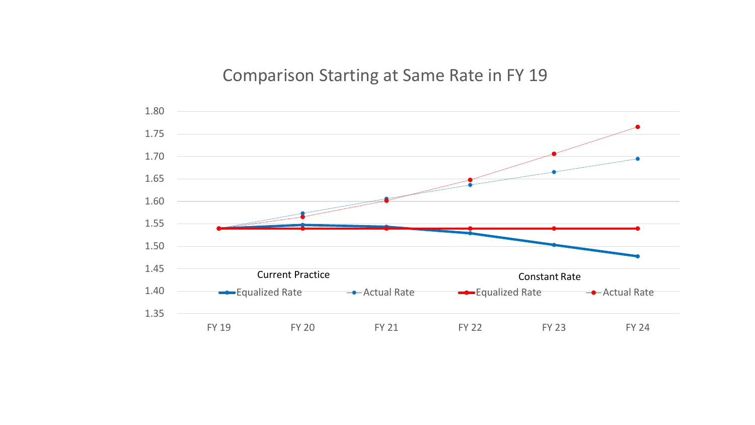Comparison Starting at Same Rate in FY 19

1.80
1.75
1.70
1.65
1.60
1.55
1.50
1.45
1.40
1.35

FY 19
FY 20
FY 21
FY 22
FY 23
FY 24

Current Practice
Equalized Rate
Actual Rate

Constant Rate
Equalized Rate
Actual Rate